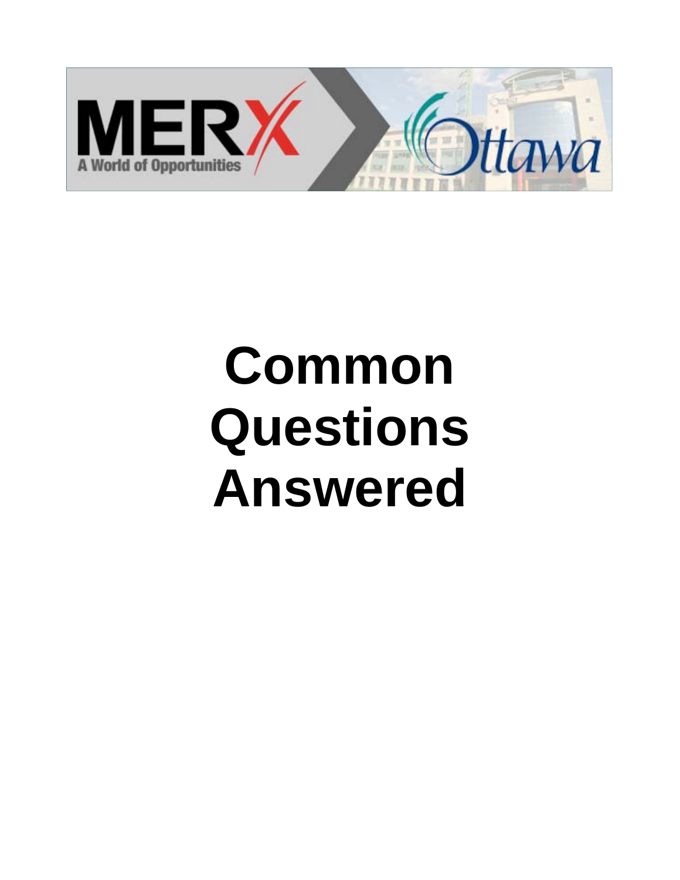MERX
A World of Opportunities

Ottawa

# Common Questions Answered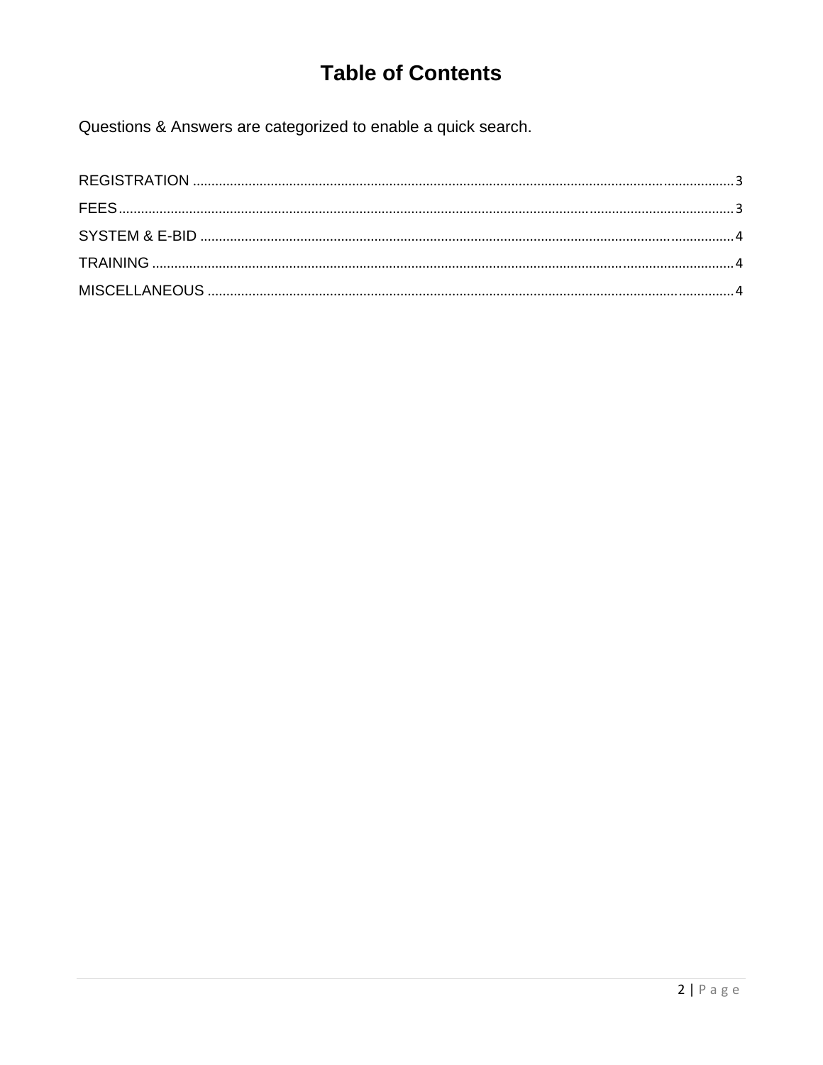# Table of Contents

Questions & Answers are categorized to enable a quick search.

| Section | Page |
| --- | --- |
| REGISTRATION | 3 |
| FEES | 3 |
| SYSTEM & E-BID | 4 |
| TRAINING | 4 |
| MISCELLANEOUS | 4 |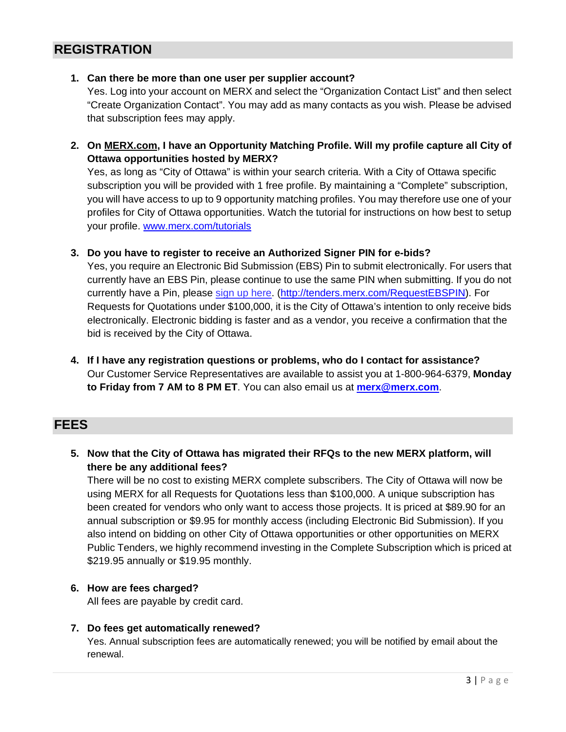## REGISTRATION

1. **Can there be more than one user per supplier account?**
   Yes. Log into your account on MERX and select the "Organization Contact List" and then select "Create Organization Contact". You may add as many contacts as you wish. Please be advised that subscription fees may apply.

2. **On MERX.com, I have an Opportunity Matching Profile. Will my profile capture all City of Ottawa opportunities hosted by MERX?**
   Yes, as long as "City of Ottawa" is within your search criteria. With a City of Ottawa specific subscription you will be provided with 1 free profile. By maintaining a "Complete" subscription, you will have access to up to 9 opportunity matching profiles. You may therefore use one of your profiles for City of Ottawa opportunities. Watch the tutorial for instructions on how best to setup your profile. [www.merx.com/tutorials](www.merx.com/tutorials)

3. **Do you have to register to receive an Authorized Signer PIN for e-bids?**
   Yes, you require an Electronic Bid Submission (EBS) Pin to submit electronically. For users that currently have an EBS Pin, please continue to use the same PIN when submitting. If you do not currently have a Pin, please [sign up here](http://tenders.merx.com/RequestEBSPIN). ([http://tenders.merx.com/RequestEBSPIN](http://tenders.merx.com/RequestEBSPIN)). For Requests for Quotations under $100,000, it is the City of Ottawa's intention to only receive bids electronically. Electronic bidding is faster and as a vendor, you receive a confirmation that the bid is received by the City of Ottawa.

4. **If I have any registration questions or problems, who do I contact for assistance?**
   Our Customer Service Representatives are available to assist you at 1-800-964-6379, **Monday to Friday from 7 AM to 8 PM ET**. You can also email us at **[merx@merx.com](mailto:merx@merx.com)**.

## FEES

5. **Now that the City of Ottawa has migrated their RFQs to the new MERX platform, will there be any additional fees?**
   There will be no cost to existing MERX complete subscribers. The City of Ottawa will now be using MERX for all Requests for Quotations less than $100,000. A unique subscription has been created for vendors who only want to access those projects. It is priced at $89.90 for an annual subscription or $9.95 for monthly access (including Electronic Bid Submission). If you also intend on bidding on other City of Ottawa opportunities or other opportunities on MERX Public Tenders, we highly recommend investing in the Complete Subscription which is priced at $219.95 annually or $19.95 monthly.

6. **How are fees charged?**
   All fees are payable by credit card.

7. **Do fees get automatically renewed?**
   Yes. Annual subscription fees are automatically renewed; you will be notified by email about the renewal.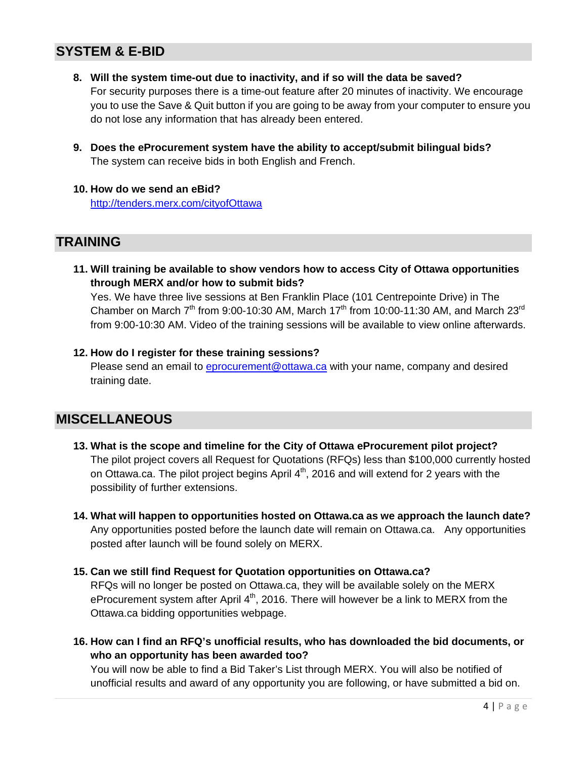## SYSTEM & E-BID

8. **Will the system time-out due to inactivity, and if so will the data be saved?**
   For security purposes there is a time-out feature after 20 minutes of inactivity. We encourage you to use the Save & Quit button if you are going to be away from your computer to ensure you do not lose any information that has already been entered.

9. **Does the eProcurement system have the ability to accept/submit bilingual bids?**
   The system can receive bids in both English and French.

10. **How do we send an eBid?**
    [http://tenders.merx.com/cityofOttawa](http://tenders.merx.com/cityofOttawa)

## TRAINING

11. **Will training be available to show vendors how to access City of Ottawa opportunities through MERX and/or how to submit bids?**
    Yes. We have three live sessions at Ben Franklin Place (101 Centrepointe Drive) in The Chamber on March 7th from 9:00-10:30 AM, March 17th from 10:00-11:30 AM, and March 23rd from 9:00-10:30 AM. Video of the training sessions will be available to view online afterwards.

12. **How do I register for these training sessions?**
    Please send an email to [eprocurement@ottawa.ca](mailto:eprocurement@ottawa.ca) with your name, company and desired training date.

## MISCELLANEOUS

13. **What is the scope and timeline for the City of Ottawa eProcurement pilot project?**
    The pilot project covers all Request for Quotations (RFQs) less than $100,000 currently hosted on Ottawa.ca. The pilot project begins April 4th, 2016 and will extend for 2 years with the possibility of further extensions.

14. **What will happen to opportunities hosted on Ottawa.ca as we approach the launch date?**
    Any opportunities posted before the launch date will remain on Ottawa.ca. Any opportunities posted after launch will be found solely on MERX.

15. **Can we still find Request for Quotation opportunities on Ottawa.ca?**
    RFQs will no longer be posted on Ottawa.ca, they will be available solely on the MERX eProcurement system after April 4th, 2016. There will however be a link to MERX from the Ottawa.ca bidding opportunities webpage.

16. **How can I find an RFQ's unofficial results, who has downloaded the bid documents, or who an opportunity has been awarded too?**
    You will now be able to find a Bid Taker's List through MERX. You will also be notified of unofficial results and award of any opportunity you are following, or have submitted a bid on.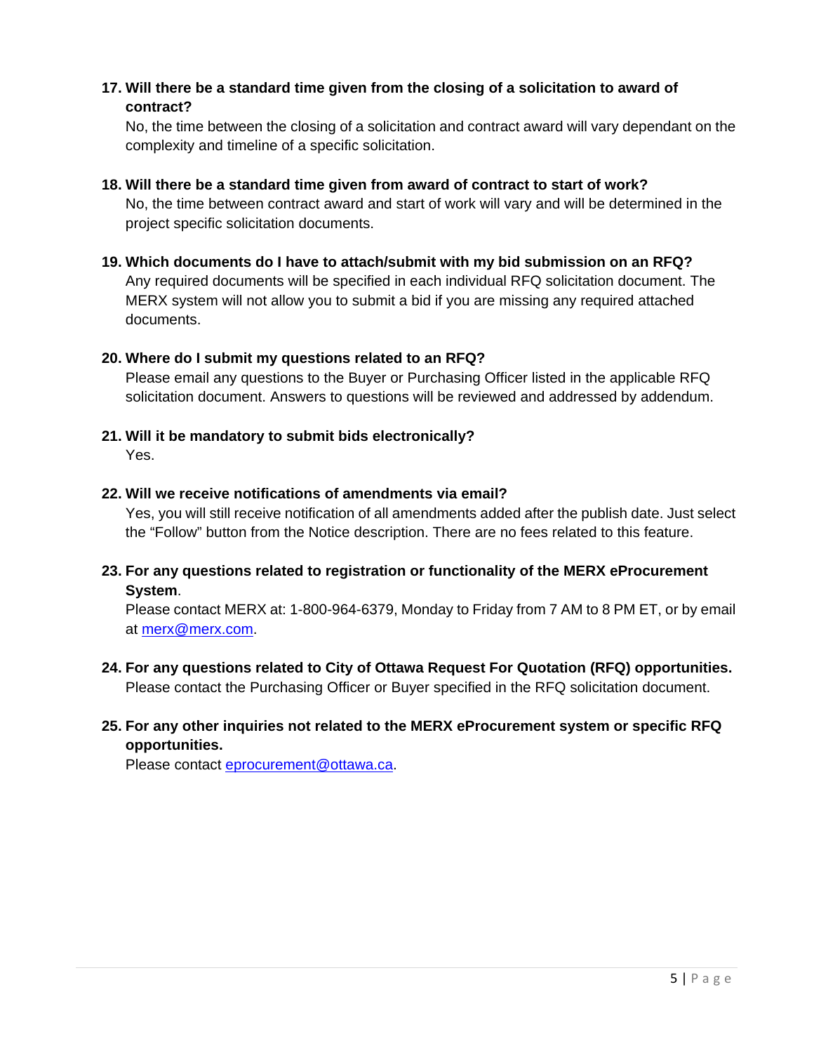17. **Will there be a standard time given from the closing of a solicitation to award of contract?**
    No, the time between the closing of a solicitation and contract award will vary dependant on the complexity and timeline of a specific solicitation.

18. **Will there be a standard time given from award of contract to start of work?**
    No, the time between contract award and start of work will vary and will be determined in the project specific solicitation documents.

19. **Which documents do I have to attach/submit with my bid submission on an RFQ?**
    Any required documents will be specified in each individual RFQ solicitation document. The MERX system will not allow you to submit a bid if you are missing any required attached documents.

20. **Where do I submit my questions related to an RFQ?**
    Please email any questions to the Buyer or Purchasing Officer listed in the applicable RFQ solicitation document. Answers to questions will be reviewed and addressed by addendum.

21. **Will it be mandatory to submit bids electronically?**
    Yes.

22. **Will we receive notifications of amendments via email?**
    Yes, you will still receive notification of all amendments added after the publish date. Just select the "Follow" button from the Notice description. There are no fees related to this feature.

23. **For any questions related to registration or functionality of the MERX eProcurement System**.
    Please contact MERX at: 1-800-964-6379, Monday to Friday from 7 AM to 8 PM ET, or by email at merx@merx.com.

24. **For any questions related to City of Ottawa Request For Quotation (RFQ) opportunities.**
    Please contact the Purchasing Officer or Buyer specified in the RFQ solicitation document.

25. **For any other inquiries not related to the MERX eProcurement system or specific RFQ opportunities.**
    Please contact eprocurement@ottawa.ca.